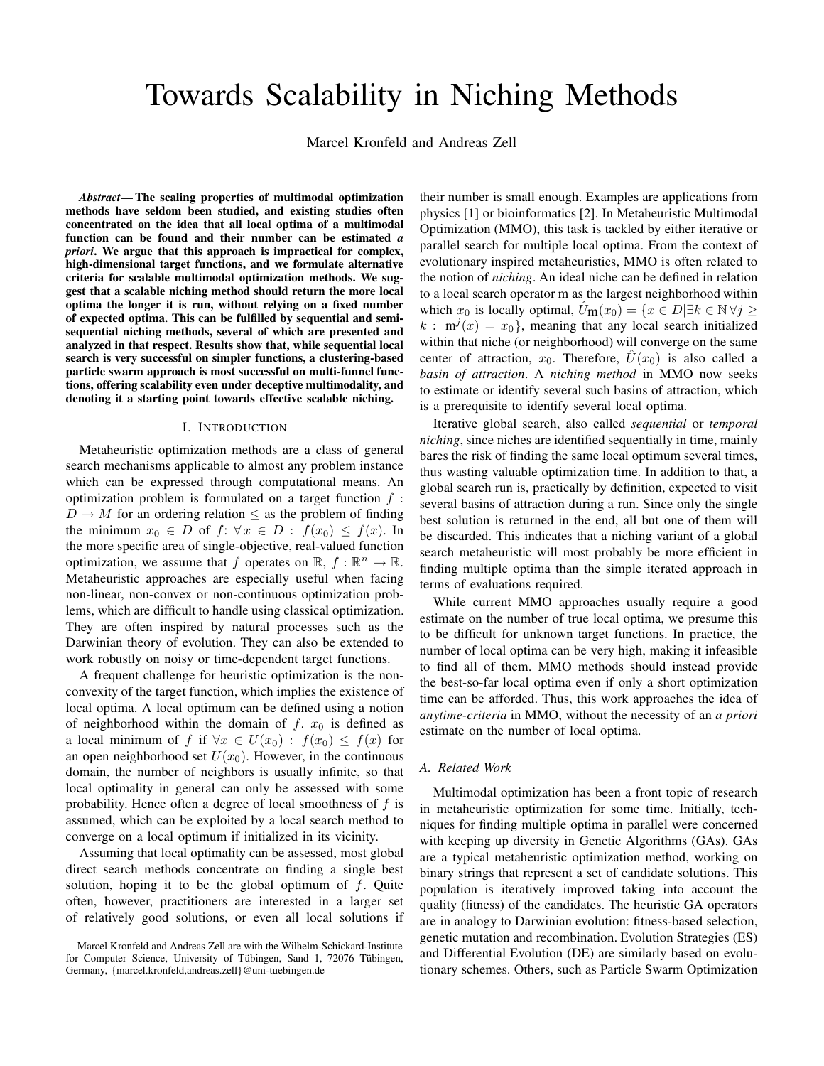# Towards Scalability in Niching Methods

Marcel Kronfeld and Andreas Zell

***Abstract*— The scaling properties of multimodal optimization methods have seldom been studied, and existing studies often concentrated on the idea that all local optima of a multimodal function can be found and their number can be estimated *a priori*. We argue that this approach is impractical for complex, high-dimensional target functions, and we formulate alternative criteria for scalable multimodal optimization methods. We suggest that a scalable niching method should return the more local optima the longer it is run, without relying on a fixed number of expected optima. This can be fulfilled by sequential and semi-sequential niching methods, several of which are presented and analyzed in that respect. Results show that, while sequential local search is very successful on simpler functions, a clustering-based particle swarm approach is most successful on multi-funnel functions, offering scalability even under deceptive multimodality, and denoting it a starting point towards effective scalable niching.**

## I. Introduction

Metaheuristic optimization methods are a class of general search mechanisms applicable to almost any problem instance which can be expressed through computational means. An optimization problem is formulated on a target function $f : D \rightarrow M$ for an ordering relation $\leq$ as the problem of finding the minimum $x_0 \in D$ of $f$: $\forall\, x \in D :\ f(x_0) \leq f(x)$. In the more specific area of single-objective, real-valued function optimization, we assume that $f$ operates on $\mathbb{R}$, $f : \mathbb{R}^n \rightarrow \mathbb{R}$. Metaheuristic approaches are especially useful when facing non-linear, non-convex or non-continuous optimization problems, which are difficult to handle using classical optimization. They are often inspired by natural processes such as the Darwinian theory of evolution. They can also be extended to work robustly on noisy or time-dependent target functions.

A frequent challenge for heuristic optimization is the non-convexity of the target function, which implies the existence of local optima. A local optimum can be defined using a notion of neighborhood within the domain of $f$. $x_0$ is defined as a local minimum of $f$ if $\forall x \in U(x_0) :\ f(x_0) \leq f(x)$ for an open neighborhood set $U(x_0)$. However, in the continuous domain, the number of neighbors is usually infinite, so that local optimality in general can only be assessed with some probability. Hence often a degree of local smoothness of $f$ is assumed, which can be exploited by a local search method to converge on a local optimum if initialized in its vicinity.

Assuming that local optimality can be assessed, most global direct search methods concentrate on finding a single best solution, hoping it to be the global optimum of $f$. Quite often, however, practitioners are interested in a larger set of relatively good solutions, or even all local solutions if their number is small enough. Examples are applications from physics [1] or bioinformatics [2]. In Metaheuristic Multimodal Optimization (MMO), this task is tackled by either iterative or parallel search for multiple local optima. From the context of evolutionary inspired metaheuristics, MMO is often related to the notion of *niching*. An ideal niche can be defined in relation to a local search operator m as the largest neighborhood within which $x_0$ is locally optimal, $\hat{U}_{\mathrm{m}}(x_0) = \{x \in D | \exists k \in \mathbb{N}\, \forall j \geq k :\ \mathrm{m}^j(x) = x_0\}$, meaning that any local search initialized within that niche (or neighborhood) will converge on the same center of attraction, $x_0$. Therefore, $\hat{U}(x_0)$ is also called a *basin of attraction*. A *niching method* in MMO now seeks to estimate or identify several such basins of attraction, which is a prerequisite to identify several local optima.

Iterative global search, also called *sequential* or *temporal niching*, since niches are identified sequentially in time, mainly bares the risk of finding the same local optimum several times, thus wasting valuable optimization time. In addition to that, a global search run is, practically by definition, expected to visit several basins of attraction during a run. Since only the single best solution is returned in the end, all but one of them will be discarded. This indicates that a niching variant of a global search metaheuristic will most probably be more efficient in finding multiple optima than the simple iterated approach in terms of evaluations required.

While current MMO approaches usually require a good estimate on the number of true local optima, we presume this to be difficult for unknown target functions. In practice, the number of local optima can be very high, making it infeasible to find all of them. MMO methods should instead provide the best-so-far local optima even if only a short optimization time can be afforded. Thus, this work approaches the idea of *anytime-criteria* in MMO, without the necessity of an *a priori* estimate on the number of local optima.

### A. Related Work

Multimodal optimization has been a front topic of research in metaheuristic optimization for some time. Initially, techniques for finding multiple optima in parallel were concerned with keeping up diversity in Genetic Algorithms (GAs). GAs are a typical metaheuristic optimization method, working on binary strings that represent a set of candidate solutions. This population is iteratively improved taking into account the quality (fitness) of the candidates. The heuristic GA operators are in analogy to Darwinian evolution: fitness-based selection, genetic mutation and recombination. Evolution Strategies (ES) and Differential Evolution (DE) are similarly based on evolutionary schemes. Others, such as Particle Swarm Optimization

Marcel Kronfeld and Andreas Zell are with the Wilhelm-Schickard-Institute for Computer Science, University of Tübingen, Sand 1, 72076 Tübingen, Germany, {marcel.kronfeld,andreas.zell}@uni-tuebingen.de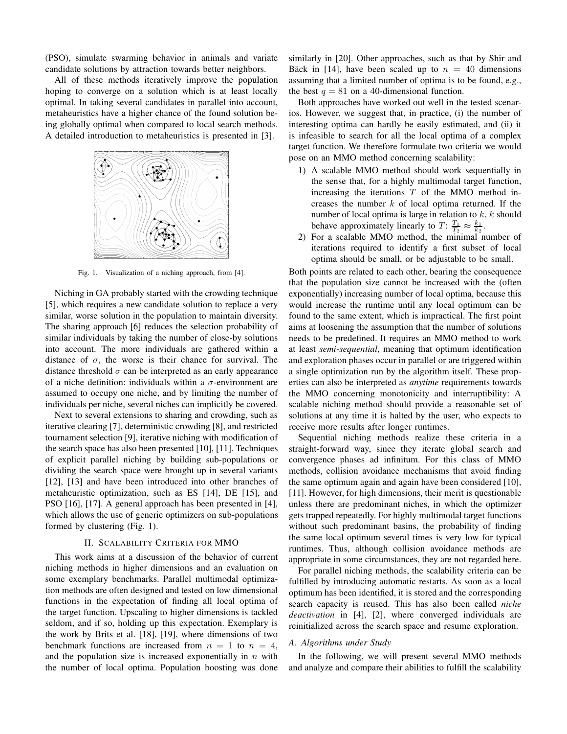(PSO), simulate swarming behavior in animals and variate candidate solutions by attraction towards better neighbors.

All of these methods iteratively improve the population hoping to converge on a solution which is at least locally optimal. In taking several candidates in parallel into account, metaheuristics have a higher chance of the found solution being globally optimal when compared to local search methods. A detailed introduction to metaheuristics is presented in [3].

Fig. 1. Visualization of a niching approach, from [4].

Niching in GA probably started with the crowding technique [5], which requires a new candidate solution to replace a very similar, worse solution in the population to maintain diversity. The sharing approach [6] reduces the selection probability of similar individuals by taking the number of close-by solutions into account. The more individuals are gathered within a distance of $\sigma$, the worse is their chance for survival. The distance threshold $\sigma$ can be interpreted as an early appearance of a niche definition: individuals within a $\sigma$-environment are assumed to occupy one niche, and by limiting the number of individuals per niche, several niches can implicitly be covered.

Next to several extensions to sharing and crowding, such as iterative clearing [7], deterministic crowding [8], and restricted tournament selection [9], iterative niching with modification of the search space has also been presented [10], [11]. Techniques of explicit parallel niching by building sub-populations or dividing the search space were brought up in several variants [12], [13] and have been introduced into other branches of metaheuristic optimization, such as ES [14], DE [15], and PSO [16], [17]. A general approach has been presented in [4], which allows the use of generic optimizers on sub-populations formed by clustering (Fig. 1).

## II. Scalability Criteria for MMO

This work aims at a discussion of the behavior of current niching methods in higher dimensions and an evaluation on some exemplary benchmarks. Parallel multimodal optimization methods are often designed and tested on low dimensional functions in the expectation of finding all local optima of the target function. Upscaling to higher dimensions is tackled seldom, and if so, holding up this expectation. Exemplary is the work by Brits et al. [18], [19], where dimensions of two benchmark functions are increased from $n = 1$ to $n = 4$, and the population size is increased exponentially in $n$ with the number of local optima. Population boosting was done similarly in [20]. Other approaches, such as that by Shir and Bäck in [14], have been scaled up to $n = 40$ dimensions assuming that a limited number of optima is to be found, e.g., the best $q = 81$ on a 40-dimensional function.

Both approaches have worked out well in the tested scenarios. However, we suggest that, in practice, (i) the number of interesting optima can hardly be easily estimated, and (ii) it is infeasible to search for all the local optima of a complex target function. We therefore formulate two criteria we would pose on an MMO method concerning scalability:

1) A scalable MMO method should work sequentially in the sense that, for a highly multimodal target function, increasing the iterations $T$ of the MMO method increases the number $k$ of local optima returned. If the number of local optima is large in relation to $k$, $k$ should behave approximately linearly to $T$: $\frac{T_1}{T_2} \approx \frac{k_1}{k_2}$.
2) For a scalable MMO method, the minimal number of iterations required to identify a first subset of local optima should be small, or be adjustable to be small.

Both points are related to each other, bearing the consequence that the population size cannot be increased with the (often exponentially) increasing number of local optima, because this would increase the runtime until any local optimum can be found to the same extent, which is impractical. The first point aims at loosening the assumption that the number of solutions needs to be predefined. It requires an MMO method to work at least *semi-sequential*, meaning that optimum identification and exploration phases occur in parallel or are triggered within a single optimization run by the algorithm itself. These properties can also be interpreted as *anytime* requirements towards the MMO concerning monotonicity and interruptibility: A scalable niching method should provide a reasonable set of solutions at any time it is halted by the user, who expects to receive more results after longer runtimes.

Sequential niching methods realize these criteria in a straight-forward way, since they iterate global search and convergence phases ad infinitum. For this class of MMO methods, collision avoidance mechanisms that avoid finding the same optimum again and again have been considered [10], [11]. However, for high dimensions, their merit is questionable unless there are predominant niches, in which the optimizer gets trapped repeatedly. For highly multimodal target functions without such predominant basins, the probability of finding the same local optimum several times is very low for typical runtimes. Thus, although collision avoidance methods are appropriate in some circumstances, they are not regarded here.

For parallel niching methods, the scalability criteria can be fulfilled by introducing automatic restarts. As soon as a local optimum has been identified, it is stored and the corresponding search capacity is reused. This has also been called *niche deactivation* in [4], [2], where converged individuals are reinitialized across the search space and resume exploration.

### A. Algorithms under Study

In the following, we will present several MMO methods and analyze and compare their abilities to fulfill the scalability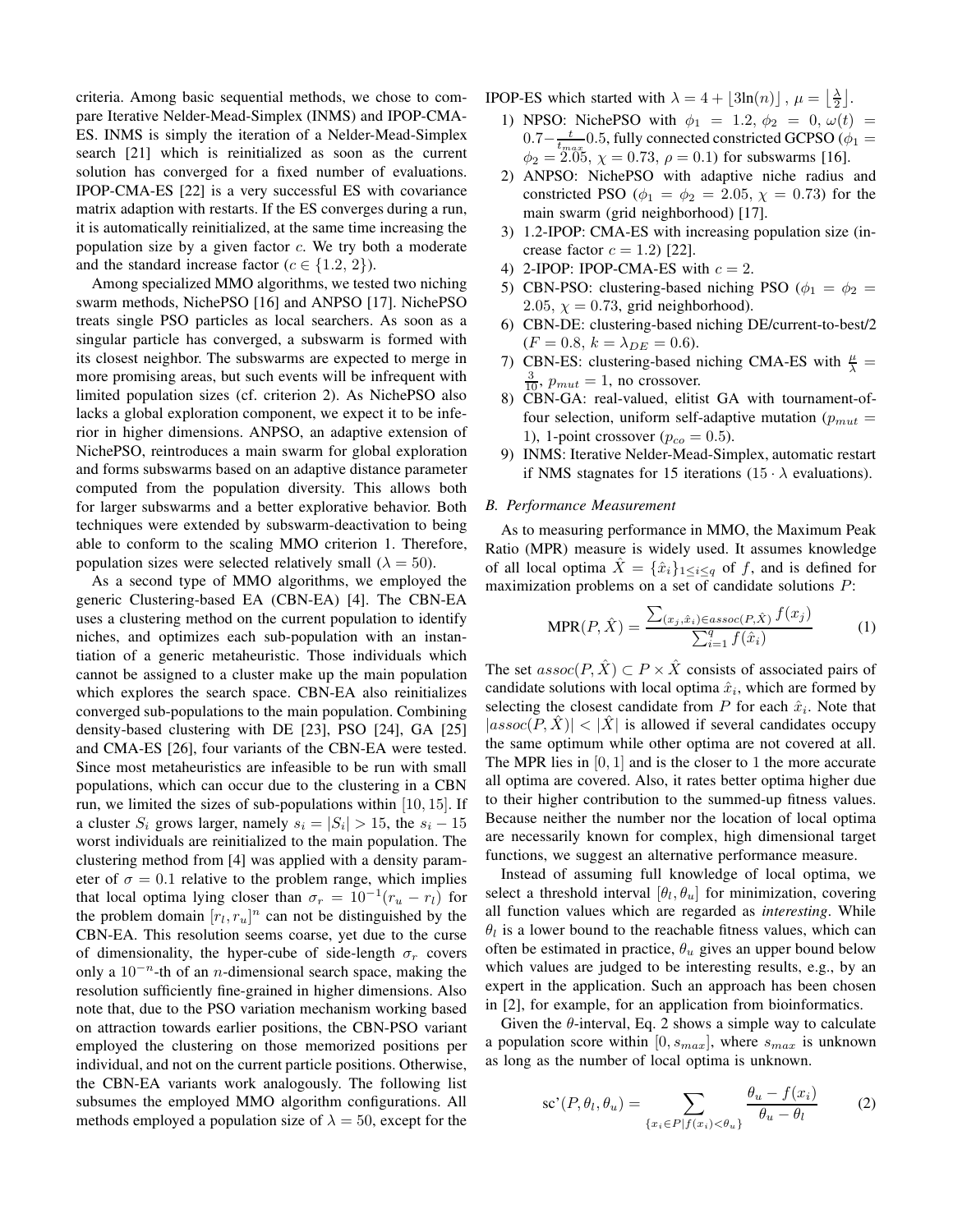criteria. Among basic sequential methods, we chose to compare Iterative Nelder-Mead-Simplex (INMS) and IPOP-CMA-ES. INMS is simply the iteration of a Nelder-Mead-Simplex search [21] which is reinitialized as soon as the current solution has converged for a fixed number of evaluations. IPOP-CMA-ES [22] is a very successful ES with covariance matrix adaption with restarts. If the ES converges during a run, it is automatically reinitialized, at the same time increasing the population size by a given factor $c$. We try both a moderate and the standard increase factor ($c \in \{1.2, 2\}$).

Among specialized MMO algorithms, we tested two niching swarm methods, NichePSO [16] and ANPSO [17]. NichePSO treats single PSO particles as local searchers. As soon as a singular particle has converged, a subswarm is formed with its closest neighbor. The subswarms are expected to merge in more promising areas, but such events will be infrequent with limited population sizes (cf. criterion 2). As NichePSO also lacks a global exploration component, we expect it to be inferior in higher dimensions. ANPSO, an adaptive extension of NichePSO, reintroduces a main swarm for global exploration and forms subswarms based on an adaptive distance parameter computed from the population diversity. This allows both for larger subswarms and a better explorative behavior. Both techniques were extended by subswarm-deactivation to being able to conform to the scaling MMO criterion 1. Therefore, population sizes were selected relatively small ($\lambda = 50$).

As a second type of MMO algorithms, we employed the generic Clustering-based EA (CBN-EA) [4]. The CBN-EA uses a clustering method on the current population to identify niches, and optimizes each sub-population with an instantiation of a generic metaheuristic. Those individuals which cannot be assigned to a cluster make up the main population which explores the search space. CBN-EA also reinitializes converged sub-populations to the main population. Combining density-based clustering with DE [23], PSO [24], GA [25] and CMA-ES [26], four variants of the CBN-EA were tested. Since most metaheuristics are infeasible to be run with small populations, which can occur due to the clustering in a CBN run, we limited the sizes of sub-populations within $[10, 15]$. If a cluster $S_i$ grows larger, namely $s_i = |S_i| > 15$, the $s_i - 15$ worst individuals are reinitialized to the main population. The clustering method from [4] was applied with a density parameter of $\sigma = 0.1$ relative to the problem range, which implies that local optima lying closer than $\sigma_r = 10^{-1}(r_u - r_l)$ for the problem domain $[r_l, r_u]^n$ can not be distinguished by the CBN-EA. This resolution seems coarse, yet due to the curse of dimensionality, the hyper-cube of side-length $\sigma_r$ covers only a $10^{-n}$-th of an $n$-dimensional search space, making the resolution sufficiently fine-grained in higher dimensions. Also note that, due to the PSO variation mechanism working based on attraction towards earlier positions, the CBN-PSO variant employed the clustering on those memorized positions per individual, and not on the current particle positions. Otherwise, the CBN-EA variants work analogously. The following list subsumes the employed MMO algorithm configurations. All methods employed a population size of $\lambda = 50$, except for the IPOP-ES which started with $\lambda = 4 + \lfloor 3\ln(n) \rfloor$, $\mu = \lfloor \frac{\lambda}{2} \rfloor$.

1) NPSO: NichePSO with $\phi_1 = 1.2$, $\phi_2 = 0$, $\omega(t) = 0.7 - \frac{t}{t_{max}} 0.5$, fully connected constricted GCPSO ($\phi_1 = \phi_2 = 2.05$, $\chi = 0.73$, $\rho = 0.1$) for subswarms [16].
2) ANPSO: NichePSO with adaptive niche radius and constricted PSO ($\phi_1 = \phi_2 = 2.05$, $\chi = 0.73$) for the main swarm (grid neighborhood) [17].
3) 1.2-IPOP: CMA-ES with increasing population size (increase factor $c = 1.2$) [22].
4) 2-IPOP: IPOP-CMA-ES with $c = 2$.
5) CBN-PSO: clustering-based niching PSO ($\phi_1 = \phi_2 = 2.05$, $\chi = 0.73$, grid neighborhood).
6) CBN-DE: clustering-based niching DE/current-to-best/2 ($F = 0.8$, $k = \lambda_{DE} = 0.6$).
7) CBN-ES: clustering-based niching CMA-ES with $\frac{\mu}{\lambda} = \frac{3}{10}$, $p_{mut} = 1$, no crossover.
8) CBN-GA: real-valued, elitist GA with tournament-of-four selection, uniform self-adaptive mutation ($p_{mut} = 1$), 1-point crossover ($p_{co} = 0.5$).
9) INMS: Iterative Nelder-Mead-Simplex, automatic restart if NMS stagnates for 15 iterations ($15 \cdot \lambda$ evaluations).

### B. Performance Measurement

As to measuring performance in MMO, the Maximum Peak Ratio (MPR) measure is widely used. It assumes knowledge of all local optima $\hat{X} = \{\hat{x}_i\}_{1 \leq i \leq q}$ of $f$, and is defined for maximization problems on a set of candidate solutions $P$:

$$\text{MPR}(P, \hat{X}) = \frac{\sum_{(x_j, \hat{x}_i) \in assoc(P, \hat{X})} f(x_j)}{\sum_{i=1}^{q} f(\hat{x}_i)} \tag{1}$$

The set $assoc(P, \hat{X}) \subset P \times \hat{X}$ consists of associated pairs of candidate solutions with local optima $\hat{x}_i$, which are formed by selecting the closest candidate from $P$ for each $\hat{x}_i$. Note that $|assoc(P, \hat{X})| < |\hat{X}|$ is allowed if several candidates occupy the same optimum while other optima are not covered at all. The MPR lies in $[0, 1]$ and is the closer to 1 the more accurate all optima are covered. Also, it rates better optima higher due to their higher contribution to the summed-up fitness values. Because neither the number nor the location of local optima are necessarily known for complex, high dimensional target functions, we suggest an alternative performance measure.

Instead of assuming full knowledge of local optima, we select a threshold interval $[\theta_l, \theta_u]$ for minimization, covering all function values which are regarded as *interesting*. While $\theta_l$ is a lower bound to the reachable fitness values, which can often be estimated in practice, $\theta_u$ gives an upper bound below which values are judged to be interesting results, e.g., by an expert in the application. Such an approach has been chosen in [2], for example, for an application from bioinformatics.

Given the $\theta$-interval, Eq. 2 shows a simple way to calculate a population score within $[0, s_{max}]$, where $s_{max}$ is unknown as long as the number of local optima is unknown.

$$\text{sc'}(P, \theta_l, \theta_u) = \sum_{\{x_i \in P | f(x_i) < \theta_u\}} \frac{\theta_u - f(x_i)}{\theta_u - \theta_l} \tag{2}$$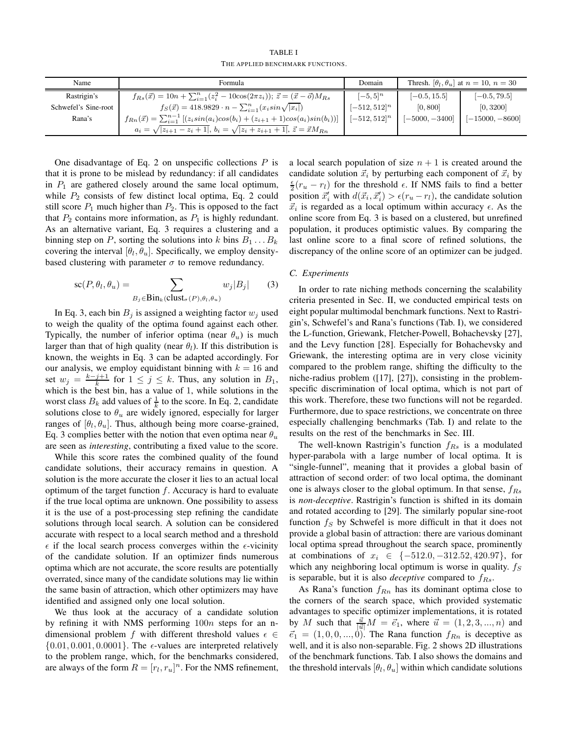TABLE I

THE APPLIED BENCHMARK FUNCTIONS.

| Name | Formula | Domain | Thresh. $[\theta_l, \theta_u]$ at $n = 10$, | $n = 30$ |
|---|---|---|---|---|
| Rastrigin's | $f_{Rs}(\vec{x}) = 10n + \sum_{i=1}^{n}(z_i^2 - 10\cos(2\pi z_i))$; $\vec{z} = (\vec{x} - \vec{o})M_{Rs}$ | $[-5, 5]^n$ | $[-0.5, 15.5]$ | $[-0.5, 79.5]$ |
| Schwefel's Sine-root | $f_S(\vec{x}) = 418.9829 \cdot n - \sum_{i=1}^{n}(x_i sin\sqrt{\lvert x_i \rvert})$ | $[-512, 512]^n$ | $[0, 800]$ | $[0, 3200]$ |
| Rana's | $f_{Rn}(\vec{x}) = \sum_{i=1}^{n-1}[(z_i sin(a_i)cos(b_i) + (z_{i+1}+1)cos(a_i)sin(b_i))]$ $a_i = \sqrt{\lvert z_{i+1} - z_i + 1 \rvert}$, $b_i = \sqrt{\lvert z_i + z_{i+1} + 1 \rvert}$, $\vec{z} = \vec{x}M_{Rn}$ | $[-512, 512]^n$ | $[-5000, -3400]$ | $[-15000, -8600]$ |

One disadvantage of Eq. 2 on unspecific collections $P$ is that it is prone to be mislead by redundancy: if all candidates in $P_1$ are gathered closely around the same local optimum, while $P_2$ consists of few distinct local optima, Eq. 2 could still score $P_1$ much higher than $P_2$. This is opposed to the fact that $P_2$ contains more information, as $P_1$ is highly redundant. As an alternative variant, Eq. 3 requires a clustering and a binning step on $P$, sorting the solutions into $k$ bins $B_1 \dots B_k$ covering the interval $[\theta_l, \theta_u]$. Specifically, we employ density-based clustering with parameter $\sigma$ to remove redundancy.

$$\text{sc}(P, \theta_l, \theta_u) = \sum_{B_j \in \text{Bin}_k(\text{clust}_\sigma(P), \theta_l, \theta_u)} w_j |B_j| \quad (3)$$

In Eq. 3, each bin $B_j$ is assigned a weighting factor $w_j$ used to weigh the quality of the optima found against each other. Typically, the number of inferior optima (near $\theta_u$) is much larger than that of high quality (near $\theta_l$). If this distribution is known, the weights in Eq. 3 can be adapted accordingly. For our analysis, we employ equidistant binning with $k = 16$ and set $w_j = \frac{k-j+1}{k}$ for $1 \le j \le k$. Thus, any solution in $B_1$, which is the best bin, has a value of 1, while solutions in the worst class $B_k$ add values of $\frac{1}{k}$ to the score. In Eq. 2, candidate solutions close to $\theta_u$ are widely ignored, especially for larger ranges of $[\theta_l, \theta_u]$. Thus, although being more coarse-grained, Eq. 3 complies better with the notion that even optima near $\theta_u$ are seen as *interesting*, contributing a fixed value to the score.

While this score rates the combined quality of the found candidate solutions, their accuracy remains in question. A solution is the more accurate the closer it lies to an actual local optimum of the target function $f$. Accuracy is hard to evaluate if the true local optima are unknown. One possibility to assess it is the use of a post-processing step refining the candidate solutions through local search. A solution can be considered accurate with respect to a local search method and a threshold $\epsilon$ if the local search process converges within the $\epsilon$-vicinity of the candidate solution. If an optimizer finds numerous optima which are not accurate, the score results are potentially overrated, since many of the candidate solutions may lie within the same basin of attraction, which other optimizers may have identified and assigned only one local solution.

We thus look at the accuracy of a candidate solution by refining it with NMS performing $100n$ steps for an n-dimensional problem $f$ with different threshold values $\epsilon \in \{0.01, 0.001, 0.0001\}$. The $\epsilon$-values are interpreted relatively to the problem range, which, for the benchmarks considered, are always of the form $R = [r_l, r_u]^n$. For the NMS refinement, a local search population of size $n+1$ is created around the candidate solution $\vec{x}_i$ by perturbing each component of $\vec{x}_i$ by $\frac{\epsilon}{2}(r_u - r_l)$ for the threshold $\epsilon$. If NMS fails to find a better position $\vec{x}_i'$ with $d(\vec{x}_i, \vec{x}_i') > \epsilon(r_u - r_l)$, the candidate solution $\vec{x}_i$ is regarded as a local optimum within accuracy $\epsilon$. As the online score from Eq. 3 is based on a clustered, but unrefined population, it produces optimistic values. By comparing the last online score to a final score of refined solutions, the discrepancy of the online score of an optimizer can be judged.

### C. Experiments

In order to rate niching methods concerning the scalability criteria presented in Sec. II, we conducted empirical tests on eight popular multimodal benchmark functions. Next to Rastrigin's, Schwefel's and Rana's functions (Tab. I), we considered the L-function, Griewank, Fletcher-Powell, Bohachevsky [27], and the Levy function [28]. Especially for Bohachevsky and Griewank, the interesting optima are in very close vicinity compared to the problem range, shifting the difficulty to the niche-radius problem ([17], [27]), consisting in the problem-specific discrimination of local optima, which is not part of this work. Therefore, these two functions will not be regarded. Furthermore, due to space restrictions, we concentrate on three especially challenging benchmarks (Tab. I) and relate to the results on the rest of the benchmarks in Sec. III.

The well-known Rastrigin's function $f_{Rs}$ is a modulated hyper-parabola with a large number of local optima. It is "single-funnel", meaning that it provides a global basin of attraction of second order: of two local optima, the dominant one is always closer to the global optimum. In that sense, $f_{Rs}$ is *non-deceptive*. Rastrigin's function is shifted in its domain and rotated according to [29]. The similarly popular sine-root function $f_S$ by Schwefel is more difficult in that it does not provide a global basin of attraction: there are various dominant local optima spread throughout the search space, prominently at combinations of $x_i \in \{-512.0, -312.52, 420.97\}$, for which any neighboring local optimum is worse in quality. $f_S$ is separable, but it is also *deceptive* compared to $f_{Rs}$.

As Rana's function $f_{Rn}$ has its dominant optima close to the corners of the search space, which provided systematic advantages to specific optimizer implementations, it is rotated by $M$ such that $\frac{\vec{u}}{|\vec{u}|}M = \vec{e}_1$, where $\vec{u} = (1, 2, 3, ..., n)$ and $\vec{e}_1 = (1, 0, 0, ..., 0)$. The Rana function $f_{Rn}$ is deceptive as well, and it is also non-separable. Fig. 2 shows 2D illustrations of the benchmark functions. Tab. I also shows the domains and the threshold intervals $[\theta_l, \theta_u]$ within which candidate solutions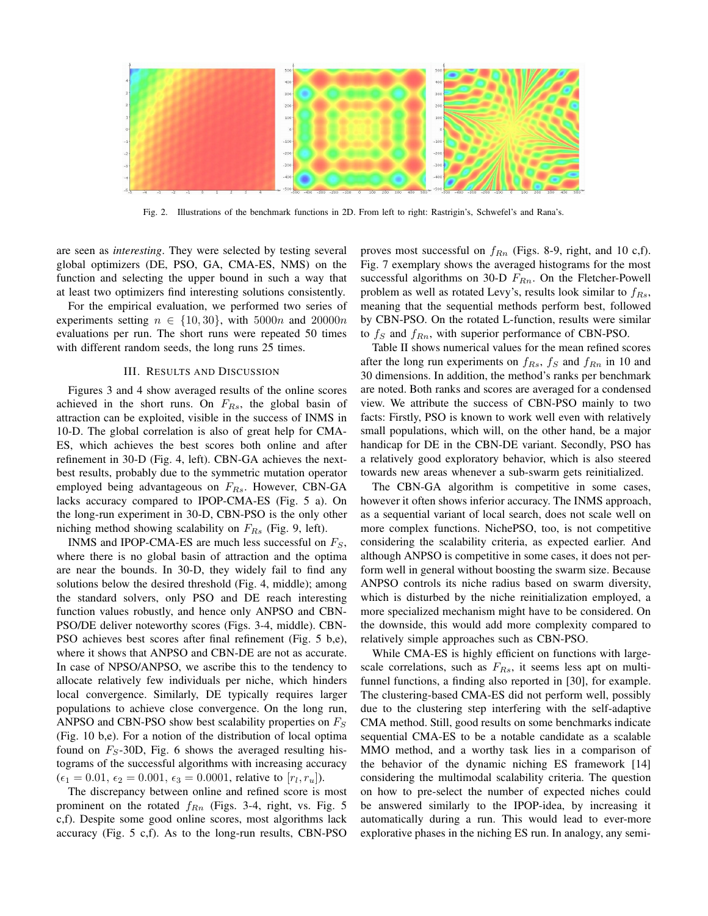Fig. 2. Illustrations of the benchmark functions in 2D. From left to right: Rastrigin's, Schwefel's and Rana's.

are seen as *interesting*. They were selected by testing several global optimizers (DE, PSO, GA, CMA-ES, NMS) on the function and selecting the upper bound in such a way that at least two optimizers find interesting solutions consistently.

For the empirical evaluation, we performed two series of experiments setting $n \in \{10, 30\}$, with $5000n$ and $20000n$ evaluations per run. The short runs were repeated 50 times with different random seeds, the long runs 25 times.

## III. Results and Discussion

Figures 3 and 4 show averaged results of the online scores achieved in the short runs. On $F_{Rs}$, the global basin of attraction can be exploited, visible in the success of INMS in 10-D. The global correlation is also of great help for CMA-ES, which achieves the best scores both online and after refinement in 30-D (Fig. 4, left). CBN-GA achieves the next-best results, probably due to the symmetric mutation operator employed being advantageous on $F_{Rs}$. However, CBN-GA lacks accuracy compared to IPOP-CMA-ES (Fig. 5 a). On the long-run experiment in 30-D, CBN-PSO is the only other niching method showing scalability on $F_{Rs}$ (Fig. 9, left).

INMS and IPOP-CMA-ES are much less successful on $F_S$, where there is no global basin of attraction and the optima are near the bounds. In 30-D, they widely fail to find any solutions below the desired threshold (Fig. 4, middle); among the standard solvers, only PSO and DE reach interesting function values robustly, and hence only ANPSO and CBN-PSO/DE deliver noteworthy scores (Figs. 3-4, middle). CBN-PSO achieves best scores after final refinement (Fig. 5 b,e), where it shows that ANPSO and CBN-DE are not as accurate. In case of NPSO/ANPSO, we ascribe this to the tendency to allocate relatively few individuals per niche, which hinders local convergence. Similarly, DE typically requires larger populations to achieve close convergence. On the long run, ANPSO and CBN-PSO show best scalability properties on $F_S$ (Fig. 10 b,e). For a notion of the distribution of local optima found on $F_S$-30D, Fig. 6 shows the averaged resulting histograms of the successful algorithms with increasing accuracy ($\epsilon_1 = 0.01$, $\epsilon_2 = 0.001$, $\epsilon_3 = 0.0001$, relative to $[r_l, r_u]$).

The discrepancy between online and refined score is most prominent on the rotated $f_{Rn}$ (Figs. 3-4, right, vs. Fig. 5 c,f). Despite some good online scores, most algorithms lack accuracy (Fig. 5 c,f). As to the long-run results, CBN-PSO proves most successful on $f_{Rn}$ (Figs. 8-9, right, and 10 c,f). Fig. 7 exemplary shows the averaged histograms for the most successful algorithms on 30-D $F_{Rn}$. On the Fletcher-Powell problem as well as rotated Levy's, results look similar to $f_{Rs}$, meaning that the sequential methods perform best, followed by CBN-PSO. On the rotated L-function, results were similar to $f_S$ and $f_{Rn}$, with superior performance of CBN-PSO.

Table II shows numerical values for the mean refined scores after the long run experiments on $f_{Rs}$, $f_S$ and $f_{Rn}$ in 10 and 30 dimensions. In addition, the method's ranks per benchmark are noted. Both ranks and scores are averaged for a condensed view. We attribute the success of CBN-PSO mainly to two facts: Firstly, PSO is known to work well even with relatively small populations, which will, on the other hand, be a major handicap for DE in the CBN-DE variant. Secondly, PSO has a relatively good exploratory behavior, which is also steered towards new areas whenever a sub-swarm gets reinitialized.

The CBN-GA algorithm is competitive in some cases, however it often shows inferior accuracy. The INMS approach, as a sequential variant of local search, does not scale well on more complex functions. NichePSO, too, is not competitive considering the scalability criteria, as expected earlier. And although ANPSO is competitive in some cases, it does not perform well in general without boosting the swarm size. Because ANPSO controls its niche radius based on swarm diversity, which is disturbed by the niche reinitialization employed, a more specialized mechanism might have to be considered. On the downside, this would add more complexity compared to relatively simple approaches such as CBN-PSO.

While CMA-ES is highly efficient on functions with large-scale correlations, such as $F_{Rs}$, it seems less apt on multi-funnel functions, a finding also reported in [30], for example. The clustering-based CMA-ES did not perform well, possibly due to the clustering step interfering with the self-adaptive CMA method. Still, good results on some benchmarks indicate sequential CMA-ES to be a notable candidate as a scalable MMO method, and a worthy task lies in a comparison of the behavior of the dynamic niching ES framework [14] considering the multimodal scalability criteria. The question on how to pre-select the number of expected niches could be answered similarly to the IPOP-idea, by increasing it automatically during a run. This would lead to ever-more explorative phases in the niching ES run. In analogy, any semi-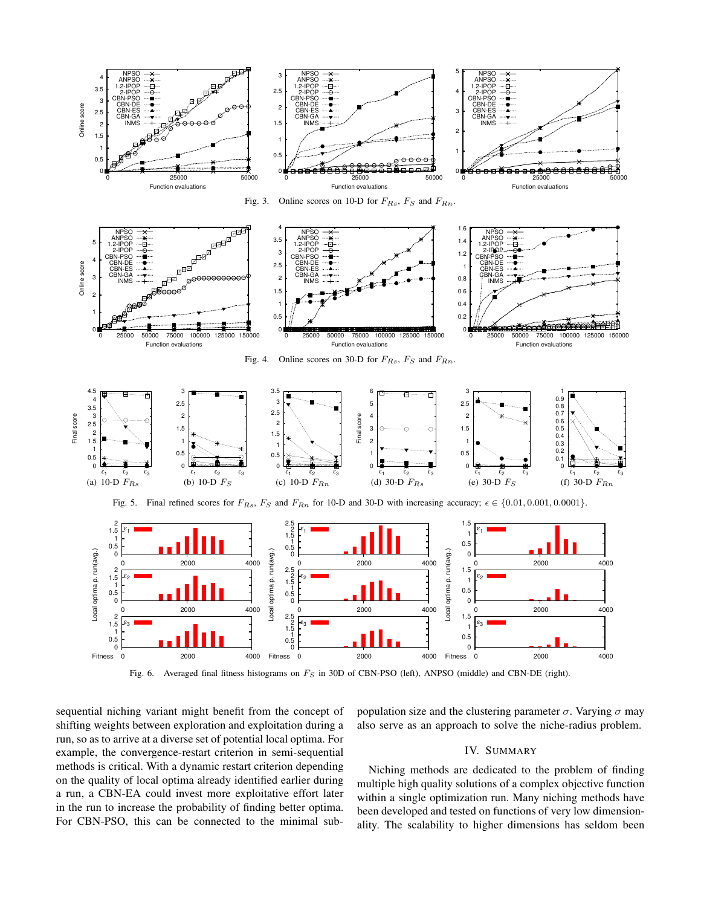Fig. 3. Online scores on 10-D for $F_{Rs}$, $F_S$ and $F_{Rn}$.

Fig. 4. Online scores on 30-D for $F_{Rs}$, $F_S$ and $F_{Rn}$.

(a) 10-D $F_{Rs}$ (b) 10-D $F_S$ (c) 10-D $F_{Rn}$ (d) 30-D $F_{Rs}$ (e) 30-D $F_S$ (f) 30-D $F_{Rn}$

Fig. 5. Final refined scores for $F_{Rs}$, $F_S$ and $F_{Rn}$ for 10-D and 30-D with increasing accuracy; $\epsilon \in \{0.01, 0.001, 0.0001\}$.

Fig. 6. Averaged final fitness histograms on $F_S$ in 30D of CBN-PSO (left), ANPSO (middle) and CBN-DE (right).

sequential niching variant might benefit from the concept of shifting weights between exploration and exploitation during a run, so as to arrive at a diverse set of potential local optima. For example, the convergence-restart criterion in semi-sequential methods is critical. With a dynamic restart criterion depending on the quality of local optima already identified earlier during a run, a CBN-EA could invest more exploitative effort later in the run to increase the probability of finding better optima. For CBN-PSO, this can be connected to the minimal sub-population size and the clustering parameter $\sigma$. Varying $\sigma$ may also serve as an approach to solve the niche-radius problem.

## IV. Summary

Niching methods are dedicated to the problem of finding multiple high quality solutions of a complex objective function within a single optimization run. Many niching methods have been developed and tested on functions of very low dimensionality. The scalability to higher dimensions has seldom been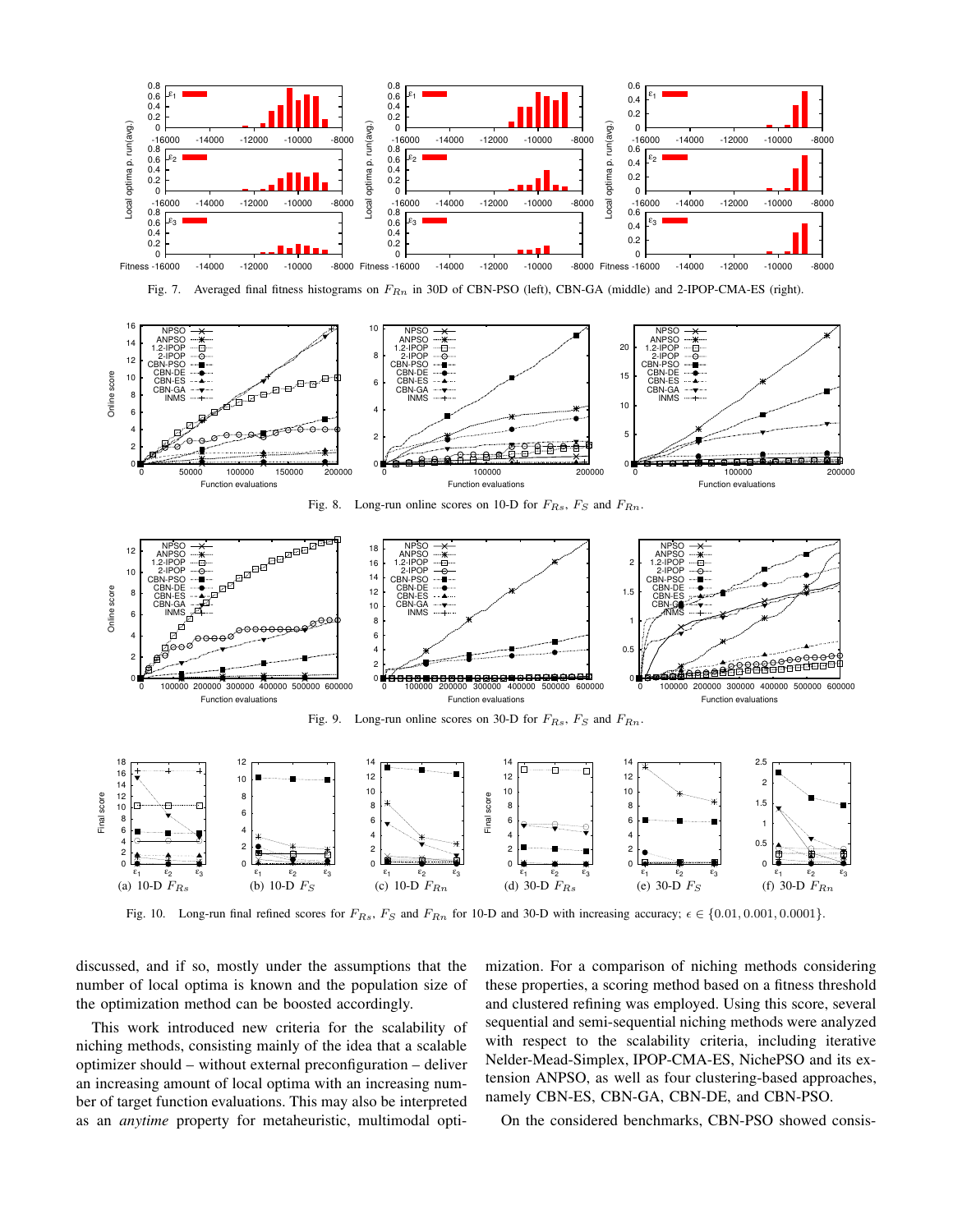Fig. 7. Averaged final fitness histograms on $F_{Rn}$ in 30D of CBN-PSO (left), CBN-GA (middle) and 2-IPOP-CMA-ES (right).

Fig. 8. Long-run online scores on 10-D for $F_{Rs}$, $F_S$ and $F_{Rn}$.

Fig. 9. Long-run online scores on 30-D for $F_{Rs}$, $F_S$ and $F_{Rn}$.

(a) 10-D $F_{Rs}$ (b) 10-D $F_S$ (c) 10-D $F_{Rn}$ (d) 30-D $F_{Rs}$ (e) 30-D $F_S$ (f) 30-D $F_{Rn}$

Fig. 10. Long-run final refined scores for $F_{Rs}$, $F_S$ and $F_{Rn}$ for 10-D and 30-D with increasing accuracy; $\epsilon \in \{0.01, 0.001, 0.0001\}$.

discussed, and if so, mostly under the assumptions that the number of local optima is known and the population size of the optimization method can be boosted accordingly.

This work introduced new criteria for the scalability of niching methods, consisting mainly of the idea that a scalable optimizer should – without external preconfiguration – deliver an increasing amount of local optima with an increasing number of target function evaluations. This may also be interpreted as an *anytime* property for metaheuristic, multimodal optimization. For a comparison of niching methods considering these properties, a scoring method based on a fitness threshold and clustered refining was employed. Using this score, several sequential and semi-sequential niching methods were analyzed with respect to the scalability criteria, including iterative Nelder-Mead-Simplex, IPOP-CMA-ES, NichePSO and its extension ANPSO, as well as four clustering-based approaches, namely CBN-ES, CBN-GA, CBN-DE, and CBN-PSO.

On the considered benchmarks, CBN-PSO showed consis-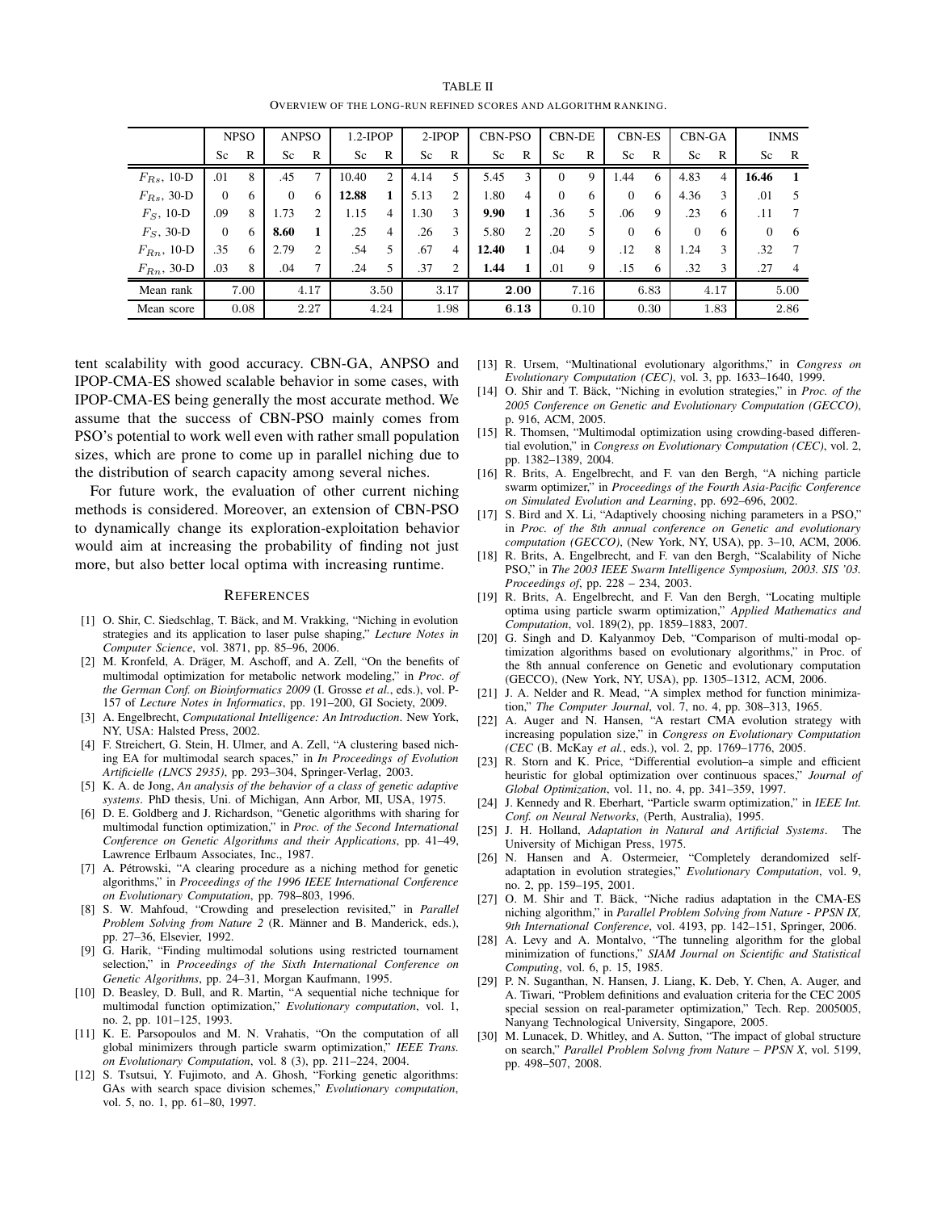TABLE II

OVERVIEW OF THE LONG-RUN REFINED SCORES AND ALGORITHM RANKING.

| | NPSO | | ANPSO | | 1.2-IPOP | | 2-IPOP | | CBN-PSO | | CBN-DE | | CBN-ES | | CBN-GA | | INMS | |
|---|---|---|---|---|---|---|---|---|---|---|---|---|---|---|---|---|---|---|
| | Sc | R | Sc | R | Sc | R | Sc | R | Sc | R | Sc | R | Sc | R | Sc | R | Sc | R |
| $F_{Rs}$, 10-D | .01 | 8 | .45 | 7 | 10.40 | 2 | 4.14 | 5 | 5.45 | 3 | 0 | 9 | 1.44 | 6 | 4.83 | 4 | **16.46** | **1** |
| $F_{Rs}$, 30-D | 0 | 6 | 0 | 6 | **12.88** | **1** | 5.13 | 2 | 1.80 | 4 | 0 | 6 | 0 | 6 | 4.36 | 3 | .01 | 5 |
| $F_S$, 10-D | .09 | 8 | 1.73 | 2 | 1.15 | 4 | 1.30 | 3 | **9.90** | **1** | .36 | 5 | .06 | 9 | .23 | 6 | .11 | 7 |
| $F_S$, 30-D | 0 | 6 | **8.60** | **1** | .25 | 4 | .26 | 3 | 5.80 | 2 | .20 | 5 | 0 | 6 | 0 | 6 | 0 | 6 |
| $F_{Rn}$, 10-D | .35 | 6 | 2.79 | 2 | .54 | 5 | .67 | 4 | **12.40** | **1** | .04 | 9 | .12 | 8 | 1.24 | 3 | .32 | 7 |
| $F_{Rn}$, 30-D | .03 | 8 | .04 | 7 | .24 | 5 | .37 | 2 | **1.44** | **1** | .01 | 9 | .15 | 6 | .32 | 3 | .27 | 4 |
| Mean rank | 7.00 | | 4.17 | | 3.50 | | 3.17 | | **2.00** | | 7.16 | | 6.83 | | 4.17 | | 5.00 | |
| Mean score | 0.08 | | 2.27 | | 4.24 | | 1.98 | | **6.13** | | 0.10 | | 0.30 | | 1.83 | | 2.86 | |

tent scalability with good accuracy. CBN-GA, ANPSO and IPOP-CMA-ES showed scalable behavior in some cases, with IPOP-CMA-ES being generally the most accurate method. We assume that the success of CBN-PSO mainly comes from PSO's potential to work well even with rather small population sizes, which are prone to come up in parallel niching due to the distribution of search capacity among several niches.

For future work, the evaluation of other current niching methods is considered. Moreover, an extension of CBN-PSO to dynamically change its exploration-exploitation behavior would aim at increasing the probability of finding not just more, but also better local optima with increasing runtime.

## REFERENCES

[1] O. Shir, C. Siedschlag, T. Bäck, and M. Vrakking, "Niching in evolution strategies and its application to laser pulse shaping," *Lecture Notes in Computer Science*, vol. 3871, pp. 85–96, 2006.

[2] M. Kronfeld, A. Dräger, M. Aschoff, and A. Zell, "On the benefits of multimodal optimization for metabolic network modeling," in *Proc. of the German Conf. on Bioinformatics 2009* (I. Grosse *et al.*, eds.), vol. P-157 of *Lecture Notes in Informatics*, pp. 191–200, GI Society, 2009.

[3] A. Engelbrecht, *Computational Intelligence: An Introduction*. New York, NY, USA: Halsted Press, 2002.

[4] F. Streichert, G. Stein, H. Ulmer, and A. Zell, "A clustering based niching EA for multimodal search spaces," in *In Proceedings of Evolution Artificielle (LNCS 2935)*, pp. 293–304, Springer-Verlag, 2003.

[5] K. A. de Jong, *An analysis of the behavior of a class of genetic adaptive systems.* PhD thesis, Uni. of Michigan, Ann Arbor, MI, USA, 1975.

[6] D. E. Goldberg and J. Richardson, "Genetic algorithms with sharing for multimodal function optimization," in *Proc. of the Second International Conference on Genetic Algorithms and their Applications*, pp. 41–49, Lawrence Erlbaum Associates, Inc., 1987.

[7] A. Pétrowski, "A clearing procedure as a niching method for genetic algorithms," in *Proceedings of the 1996 IEEE International Conference on Evolutionary Computation*, pp. 798–803, 1996.

[8] S. W. Mahfoud, "Crowding and preselection revisited," in *Parallel Problem Solving from Nature 2* (R. Männer and B. Manderick, eds.), pp. 27–36, Elsevier, 1992.

[9] G. Harik, "Finding multimodal solutions using restricted tournament selection," in *Proceedings of the Sixth International Conference on Genetic Algorithms*, pp. 24–31, Morgan Kaufmann, 1995.

[10] D. Beasley, D. Bull, and R. Martin, "A sequential niche technique for multimodal function optimization," *Evolutionary computation*, vol. 1, no. 2, pp. 101–125, 1993.

[11] K. E. Parsopoulos and M. N. Vrahatis, "On the computation of all global minimizers through particle swarm optimization," *IEEE Trans. on Evolutionary Computation*, vol. 8 (3), pp. 211–224, 2004.

[12] S. Tsutsui, Y. Fujimoto, and A. Ghosh, "Forking genetic algorithms: GAs with search space division schemes," *Evolutionary computation*, vol. 5, no. 1, pp. 61–80, 1997.

[13] R. Ursem, "Multinational evolutionary algorithms," in *Congress on Evolutionary Computation (CEC)*, vol. 3, pp. 1633–1640, 1999.

[14] O. Shir and T. Bäck, "Niching in evolution strategies," in *Proc. of the 2005 Conference on Genetic and Evolutionary Computation (GECCO)*, p. 916, ACM, 2005.

[15] R. Thomsen, "Multimodal optimization using crowding-based differential evolution," in *Congress on Evolutionary Computation (CEC)*, vol. 2, pp. 1382–1389, 2004.

[16] R. Brits, A. Engelbrecht, and F. van den Bergh, "A niching particle swarm optimizer," in *Proceedings of the Fourth Asia-Pacific Conference on Simulated Evolution and Learning*, pp. 692–696, 2002.

[17] S. Bird and X. Li, "Adaptively choosing niching parameters in a PSO," in *Proc. of the 8th annual conference on Genetic and evolutionary computation (GECCO)*, (New York, NY, USA), pp. 3–10, ACM, 2006.

[18] R. Brits, A. Engelbrecht, and F. van den Bergh, "Scalability of Niche PSO," in *The 2003 IEEE Swarm Intelligence Symposium, 2003. SIS '03. Proceedings of*, pp. 228 – 234, 2003.

[19] R. Brits, A. Engelbrecht, and F. Van den Bergh, "Locating multiple optima using particle swarm optimization," *Applied Mathematics and Computation*, vol. 189(2), pp. 1859–1883, 2007.

[20] G. Singh and D. Kalyanmoy Deb, "Comparison of multi-modal optimization algorithms based on evolutionary algorithms," in Proc. of the 8th annual conference on Genetic and evolutionary computation (GECCO), (New York, NY, USA), pp. 1305–1312, ACM, 2006.

[21] J. A. Nelder and R. Mead, "A simplex method for function minimization," *The Computer Journal*, vol. 7, no. 4, pp. 308–313, 1965.

[22] A. Auger and N. Hansen, "A restart CMA evolution strategy with increasing population size," in *Congress on Evolutionary Computation (CEC* (B. McKay *et al.*, eds.), vol. 2, pp. 1769–1776, 2005.

[23] R. Storn and K. Price, "Differential evolution–a simple and efficient heuristic for global optimization over continuous spaces," *Journal of Global Optimization*, vol. 11, no. 4, pp. 341–359, 1997.

[24] J. Kennedy and R. Eberhart, "Particle swarm optimization," in *IEEE Int. Conf. on Neural Networks*, (Perth, Australia), 1995.

[25] J. H. Holland, *Adaptation in Natural and Artificial Systems*. The University of Michigan Press, 1975.

[26] N. Hansen and A. Ostermeier, "Completely derandomized self-adaptation in evolution strategies," *Evolutionary Computation*, vol. 9, no. 2, pp. 159–195, 2001.

[27] O. M. Shir and T. Bäck, "Niche radius adaptation in the CMA-ES niching algorithm," in *Parallel Problem Solving from Nature - PPSN IX, 9th International Conference*, vol. 4193, pp. 142–151, Springer, 2006.

[28] A. Levy and A. Montalvo, "The tunneling algorithm for the global minimization of functions," *SIAM Journal on Scientific and Statistical Computing*, vol. 6, p. 15, 1985.

[29] P. N. Suganthan, N. Hansen, J. Liang, K. Deb, Y. Chen, A. Auger, and A. Tiwari, "Problem definitions and evaluation criteria for the CEC 2005 special session on real-parameter optimization," Tech. Rep. 2005005, Nanyang Technological University, Singapore, 2005.

[30] M. Lunacek, D. Whitley, and A. Sutton, "The impact of global structure on search," *Parallel Problem Solvng from Nature – PPSN X*, vol. 5199, pp. 498–507, 2008.